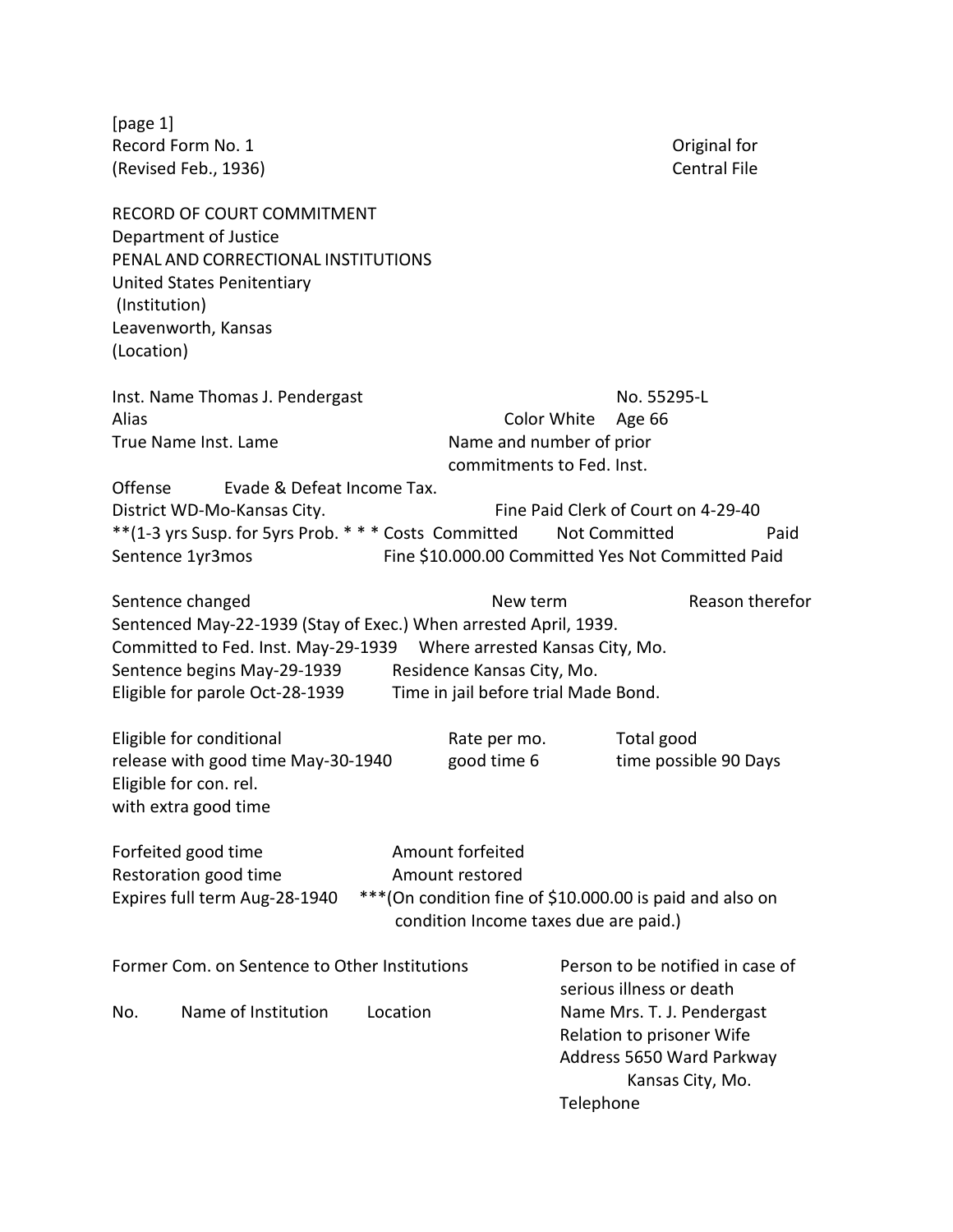[page 1]

Record Form No. 1
(Revised Feb., 1936)

Original for
Central File

RECORD OF COURT COMMITMENT
Department of Justice
PENAL AND CORRECTIONAL INSTITUTIONS
United States Penitentiary
(Institution)
Leavenworth, Kansas
(Location)

Inst. Name Thomas J. Pendergast                No. 55295-L
Alias                Color White    Age 66
True Name Inst. Lame                Name and number of prior commitments to Fed. Inst.

Offense    Evade & Defeat Income Tax.
District WD-Mo-Kansas City.                Fine Paid Clerk of Court on 4-29-40
**(1-3 yrs Susp. for 5yrs Prob. * * * Costs  Committed    Not Committed    Paid
Sentence 1yr3mos                Fine $10.000.00 Committed Yes Not Committed Paid

Sentence changed                New term                Reason therefor
Sentenced May-22-1939 (Stay of Exec.) When arrested April, 1939.
Committed to Fed. Inst. May-29-1939    Where arrested Kansas City, Mo.
Sentence begins May-29-1939    Residence Kansas City, Mo.
Eligible for parole Oct-28-1939    Time in jail before trial Made Bond.

Eligible for conditional release with good time May-30-1940    Rate per mo. good time 6    Total good time possible 90 Days
Eligible for con. rel. with extra good time

Forfeited good time    Amount forfeited
Restoration good time    Amount restored
Expires full term Aug-28-1940    ***(On condition fine of $10.000.00 is paid and also on condition Income taxes due are paid.)

Former Com. on Sentence to Other Institutions

| No. | Name of Institution | Location |
|---|---|---|

Person to be notified in case of serious illness or death
Name Mrs. T. J. Pendergast
Relation to prisoner Wife
Address 5650 Ward Parkway
Kansas City, Mo.
Telephone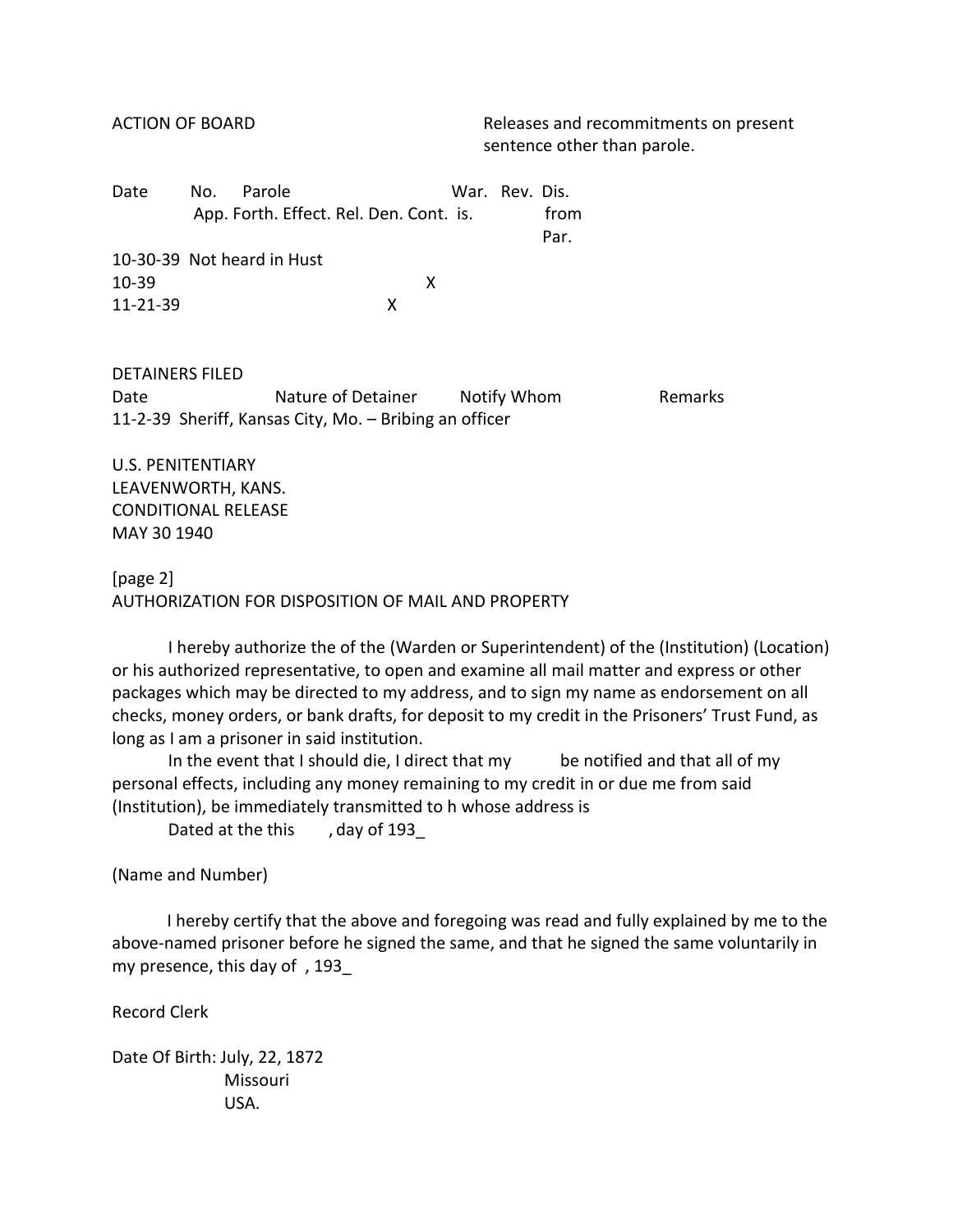ACTION OF BOARD

Releases and recommitments on present sentence other than parole.

| Date | No. App. | Parole Forth. | Effect. | Rel. | Den. | Cont. | War. is. | Rev. | Dis. from Par. |
|---|---|---|---|---|---|---|---|---|---|
| 10-30-39 | Not heard in Hust | | | | | | | | |
| 10-39 | | | | | | X | | | |
| 11-21-39 | | | | | X | | | | |

DETAINERS FILED

| Date | Nature of Detainer | Notify Whom | Remarks |
|---|---|---|---|
| 11-2-39 | Sheriff, Kansas City, Mo. – Bribing an officer | | |

U.S. PENITENTIARY
LEAVENWORTH, KANS.
CONDITIONAL RELEASE
MAY 30 1940

[page 2]

AUTHORIZATION FOR DISPOSITION OF MAIL AND PROPERTY

I hereby authorize the of the (Warden or Superintendent) of the (Institution) (Location) or his authorized representative, to open and examine all mail matter and express or other packages which may be directed to my address, and to sign my name as endorsement on all checks, money orders, or bank drafts, for deposit to my credit in the Prisoners' Trust Fund, as long as I am a prisoner in said institution.

In the event that I should die, I direct that my be notified and that all of my personal effects, including any money remaining to my credit in or due me from said (Institution), be immediately transmitted to h whose address is

Dated at the this , day of 193_

(Name and Number)

I hereby certify that the above and foregoing was read and fully explained by me to the above-named prisoner before he signed the same, and that he signed the same voluntarily in my presence, this day of , 193_

Record Clerk

Date Of Birth: July, 22, 1872
Missouri
USA.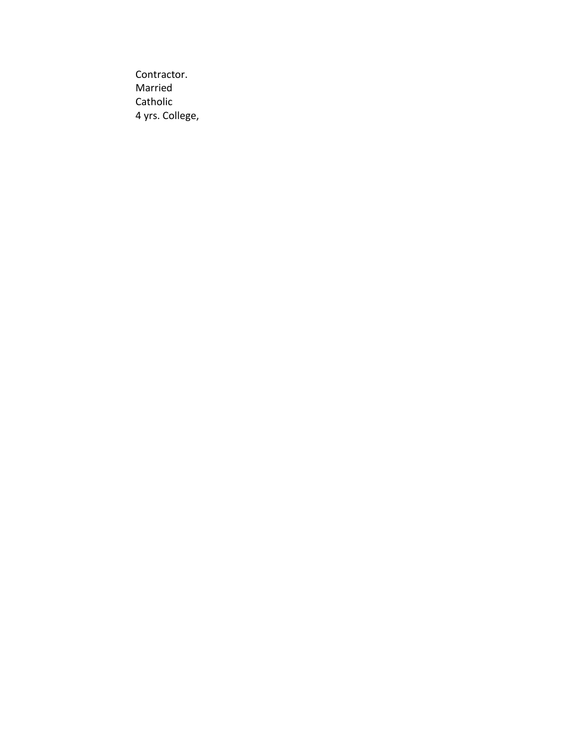Contractor.
Married
Catholic
4 yrs. College,